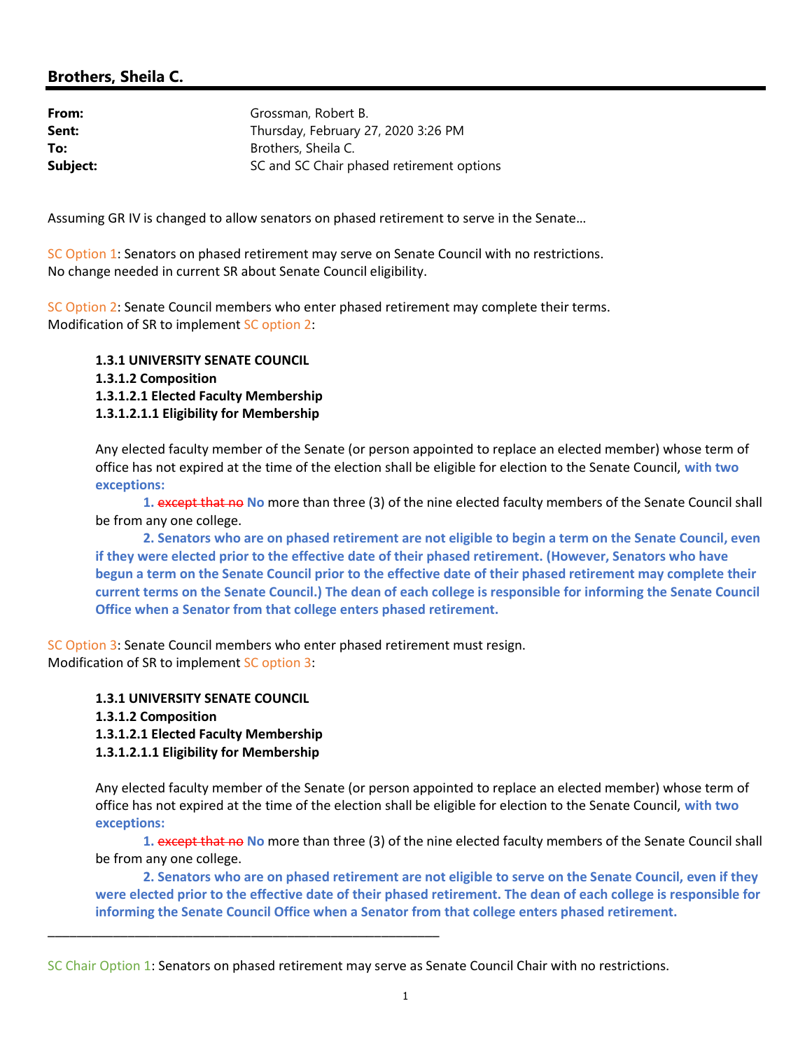## Brothers, Sheila C.

**From:** Grossman, Robert B.
**Sent:** Thursday, February 27, 2020 3:26 PM
**To:** Brothers, Sheila C.
**Subject:** SC and SC Chair phased retirement options

Assuming GR IV is changed to allow senators on phased retirement to serve in the Senate…

SC Option 1: Senators on phased retirement may serve on Senate Council with no restrictions.
No change needed in current SR about Senate Council eligibility.

SC Option 2: Senate Council members who enter phased retirement may complete their terms.
Modification of SR to implement SC option 2:

> **1.3.1 UNIVERSITY SENATE COUNCIL**
> **1.3.1.2 Composition**
> **1.3.1.2.1 Elected Faculty Membership**
> **1.3.1.2.1.1 Eligibility for Membership**
>
> Any elected faculty member of the Senate (or person appointed to replace an elected member) whose term of office has not expired at the time of the election shall be eligible for election to the Senate Council, **with two exceptions:**
>
> **1.** ~~except that no~~ **No** more than three (3) of the nine elected faculty members of the Senate Council shall be from any one college.
>
> **2. Senators who are on phased retirement are not eligible to begin a term on the Senate Council, even if they were elected prior to the effective date of their phased retirement. (However, Senators who have begun a term on the Senate Council prior to the effective date of their phased retirement may complete their current terms on the Senate Council.) The dean of each college is responsible for informing the Senate Council Office when a Senator from that college enters phased retirement.**

SC Option 3: Senate Council members who enter phased retirement must resign.
Modification of SR to implement SC option 3:

> **1.3.1 UNIVERSITY SENATE COUNCIL**
> **1.3.1.2 Composition**
> **1.3.1.2.1 Elected Faculty Membership**
> **1.3.1.2.1.1 Eligibility for Membership**
>
> Any elected faculty member of the Senate (or person appointed to replace an elected member) whose term of office has not expired at the time of the election shall be eligible for election to the Senate Council, **with two exceptions:**
>
> **1.** ~~except that no~~ **No** more than three (3) of the nine elected faculty members of the Senate Council shall be from any one college.
>
> **2. Senators who are on phased retirement are not eligible to serve on the Senate Council, even if they were elected prior to the effective date of their phased retirement. The dean of each college is responsible for informing the Senate Council Office when a Senator from that college enters phased retirement.**

---

SC Chair Option 1: Senators on phased retirement may serve as Senate Council Chair with no restrictions.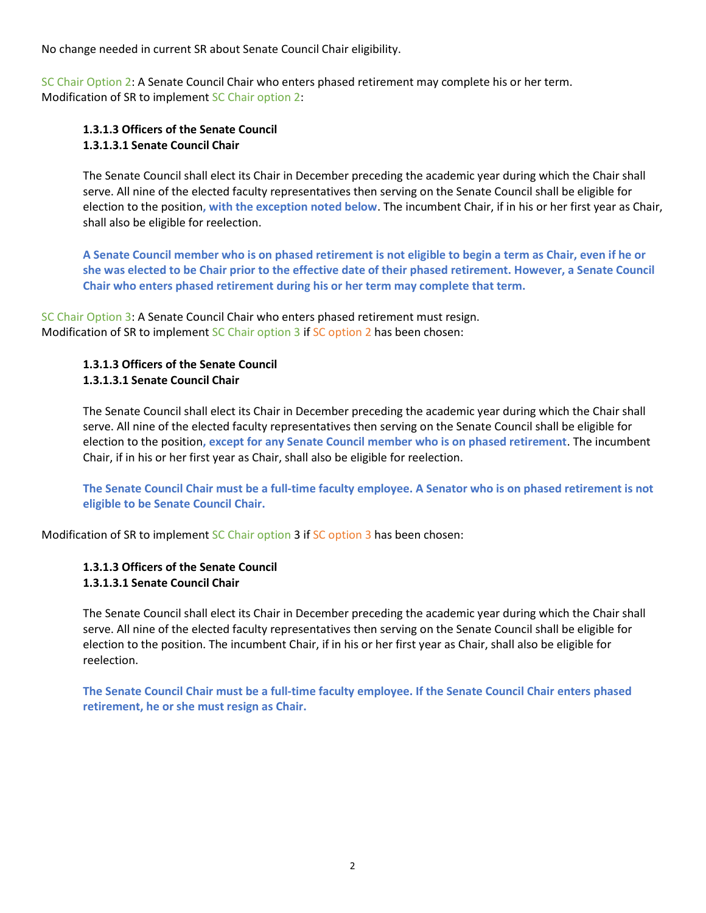No change needed in current SR about Senate Council Chair eligibility.

SC Chair Option 2: A Senate Council Chair who enters phased retirement may complete his or her term.
Modification of SR to implement SC Chair option 2:

> **1.3.1.3 Officers of the Senate Council**
> **1.3.1.3.1 Senate Council Chair**
>
> The Senate Council shall elect its Chair in December preceding the academic year during which the Chair shall serve. All nine of the elected faculty representatives then serving on the Senate Council shall be eligible for election to the position**, with the exception noted below**. The incumbent Chair, if in his or her first year as Chair, shall also be eligible for reelection.
>
> **A Senate Council member who is on phased retirement is not eligible to begin a term as Chair, even if he or she was elected to be Chair prior to the effective date of their phased retirement. However, a Senate Council Chair who enters phased retirement during his or her term may complete that term.**

SC Chair Option 3: A Senate Council Chair who enters phased retirement must resign.
Modification of SR to implement SC Chair option 3 if SC option 2 has been chosen:

> **1.3.1.3 Officers of the Senate Council**
> **1.3.1.3.1 Senate Council Chair**
>
> The Senate Council shall elect its Chair in December preceding the academic year during which the Chair shall serve. All nine of the elected faculty representatives then serving on the Senate Council shall be eligible for election to the position**, except for any Senate Council member who is on phased retirement**. The incumbent Chair, if in his or her first year as Chair, shall also be eligible for reelection.
>
> **The Senate Council Chair must be a full-time faculty employee. A Senator who is on phased retirement is not eligible to be Senate Council Chair.**

Modification of SR to implement SC Chair option 3 if SC option 3 has been chosen:

> **1.3.1.3 Officers of the Senate Council**
> **1.3.1.3.1 Senate Council Chair**
>
> The Senate Council shall elect its Chair in December preceding the academic year during which the Chair shall serve. All nine of the elected faculty representatives then serving on the Senate Council shall be eligible for election to the position. The incumbent Chair, if in his or her first year as Chair, shall also be eligible for reelection.
>
> **The Senate Council Chair must be a full-time faculty employee. If the Senate Council Chair enters phased retirement, he or she must resign as Chair.**